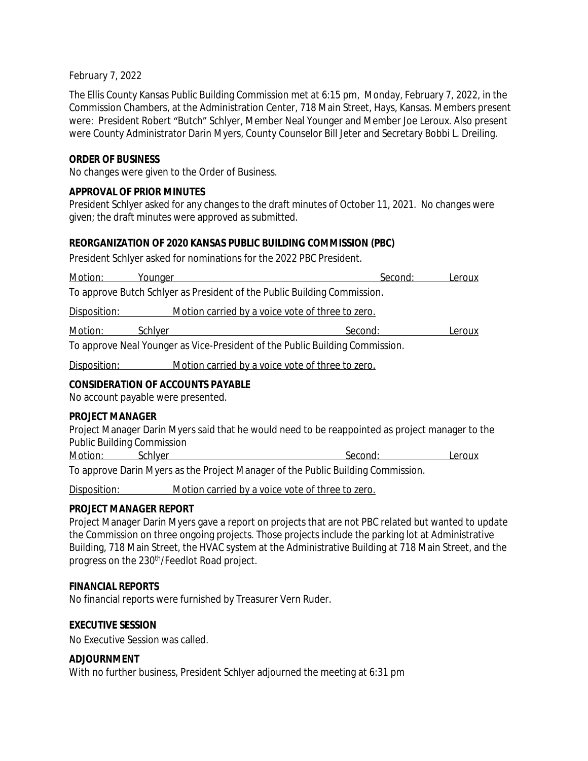February 7, 2022

The Ellis County Kansas Public Building Commission met at 6:15 pm, Monday, February 7, 2022, in the Commission Chambers, at the Administration Center, 718 Main Street, Hays, Kansas. Members present were: President Robert "Butch" Schlyer, Member Neal Younger and Member Joe Leroux. Also present were County Administrator Darin Myers, County Counselor Bill Jeter and Secretary Bobbi L. Dreiling.

**ORDER OF BUSINESS**

No changes were given to the Order of Business.

**APPROVAL OF PRIOR MINUTES**

President Schlyer asked for any changes to the draft minutes of October 11, 2021. No changes were given; the draft minutes were approved as submitted.

**REORGANIZATION OF 2020 KANSAS PUBLIC BUILDING COMMISSION (PBC)**

President Schlyer asked for nominations for the 2022 PBC President.

Motion: Younger — Second: Leroux

To approve Butch Schlyer as President of the Public Building Commission.

Disposition: Motion carried by a voice vote of three to zero.

Motion: Schlyer — Second: Leroux

To approve Neal Younger as Vice-President of the Public Building Commission.

Disposition: Motion carried by a voice vote of three to zero.

**CONSIDERATION OF ACCOUNTS PAYABLE**

No account payable were presented.

**PROJECT MANAGER**

Project Manager Darin Myers said that he would need to be reappointed as project manager to the Public Building Commission

Motion: Schlyer — Second: Leroux

To approve Darin Myers as the Project Manager of the Public Building Commission.

Disposition: Motion carried by a voice vote of three to zero.

**PROJECT MANAGER REPORT**

Project Manager Darin Myers gave a report on projects that are not PBC related but wanted to update the Commission on three ongoing projects. Those projects include the parking lot at Administrative Building, 718 Main Street, the HVAC system at the Administrative Building at 718 Main Street, and the progress on the 230th/Feedlot Road project.

**FINANCIAL REPORTS**

No financial reports were furnished by Treasurer Vern Ruder.

**EXECUTIVE SESSION**

No Executive Session was called.

**ADJOURNMENT**

With no further business, President Schlyer adjourned the meeting at 6:31 pm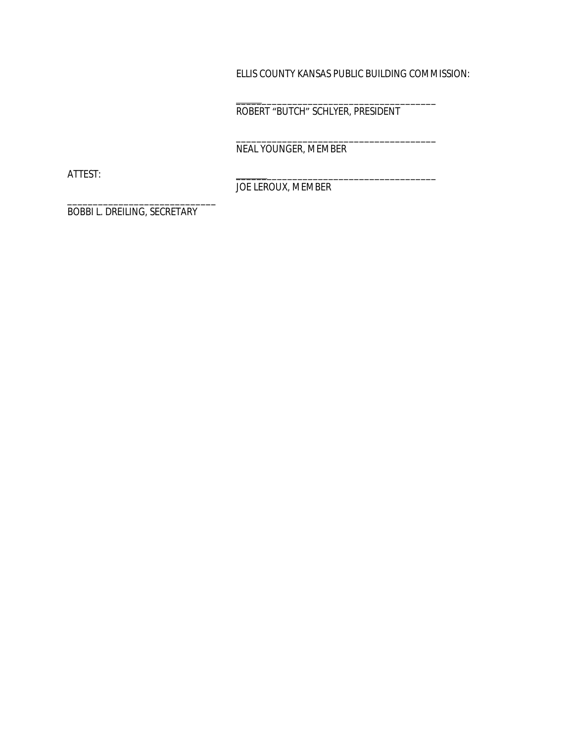ELLIS COUNTY KANSAS PUBLIC BUILDING COMMISSION:

________________________________________
ROBERT "BUTCH" SCHLYER, PRESIDENT

________________________________________
NEAL YOUNGER, MEMBER

ATTEST:

________________________________________
JOE LEROUX, MEMBER

______________________________
BOBBI L. DREILING, SECRETARY